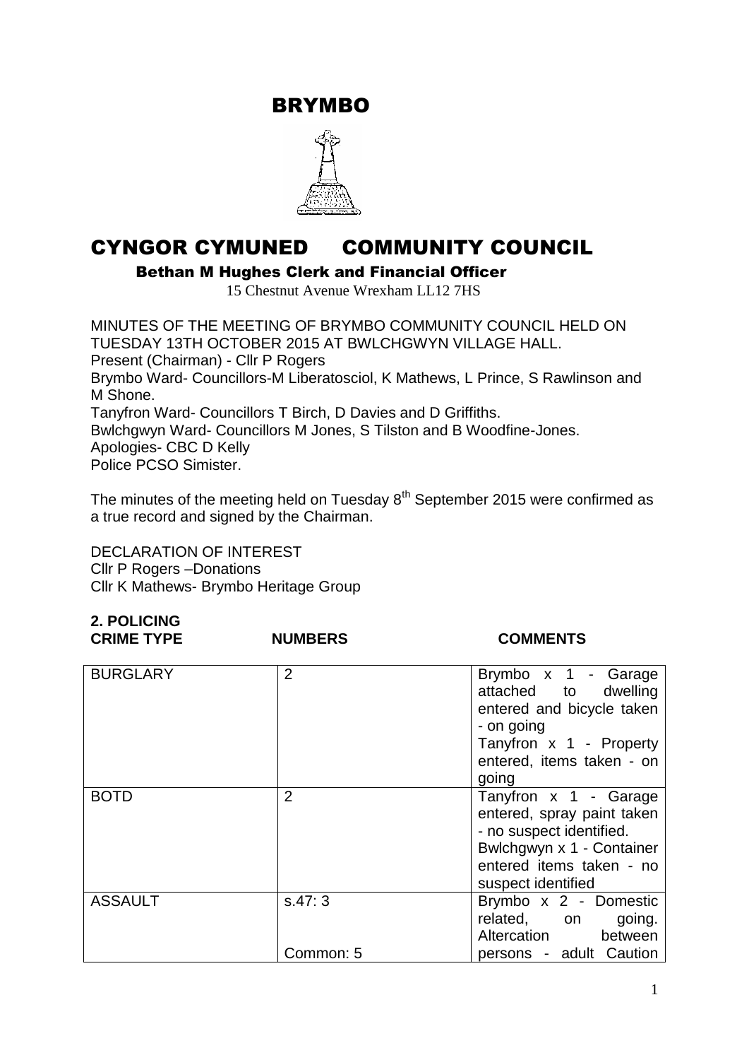# BRYMBO

# CYNGOR CYMUNED COMMUNITY COUNCIL

**Bethan M Hughes Clerk and Financial Officer**

15 Chestnut Avenue Wrexham LL12 7HS

MINUTES OF THE MEETING OF BRYMBO COMMUNITY COUNCIL HELD ON TUESDAY 13TH OCTOBER 2015 AT BWLCHGWYN VILLAGE HALL.
Present (Chairman) - Cllr P Rogers
Brymbo Ward- Councillors-M Liberatosciol, K Mathews, L Prince, S Rawlinson and M Shone.
Tanyfron Ward- Councillors T Birch, D Davies and D Griffiths.
Bwlchgwyn Ward- Councillors M Jones, S Tilston and B Woodfine-Jones.
Apologies- CBC D Kelly
Police PCSO Simister.

The minutes of the meeting held on Tuesday 8th September 2015 were confirmed as a true record and signed by the Chairman.

DECLARATION OF INTEREST
Cllr P Rogers –Donations
Cllr K Mathews- Brymbo Heritage Group

**2. POLICING**

| CRIME TYPE | NUMBERS | COMMENTS |
|---|---|---|
| BURGLARY | 2 | Brymbo x 1 - Garage attached to dwelling entered and bicycle taken - on going<br>Tanyfron x 1 - Property entered, items taken - on going |
| BOTD | 2 | Tanyfron x 1 - Garage entered, spray paint taken - no suspect identified.<br>Bwlchgwyn x 1 - Container entered items taken - no suspect identified |
| ASSAULT | s.47: 3<br><br>Common: 5 | Brymbo x 2 - Domestic related, on going. Altercation between persons - adult Caution |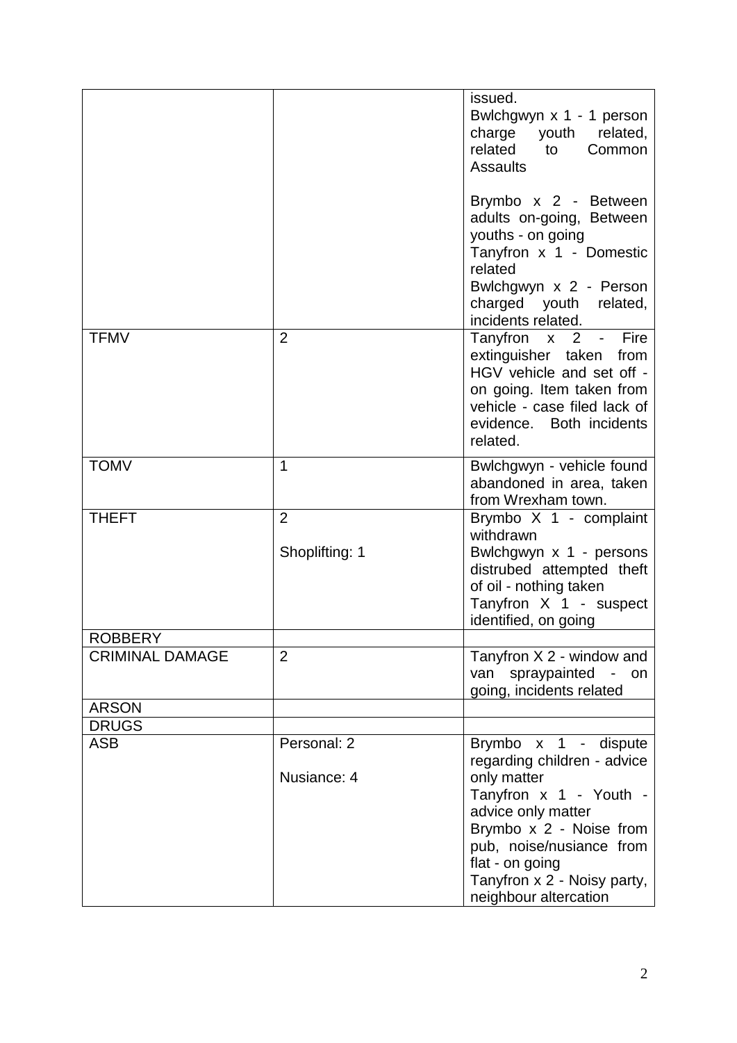| | | |
|---|---|---|
| | | issued.<br>Bwlchgwyn x 1 - 1 person charge youth related, related to Common Assaults<br><br>Brymbo x 2 - Between adults on-going, Between youths - on going<br>Tanyfron x 1 - Domestic related<br>Bwlchgwyn x 2 - Person charged youth related, incidents related. |
| TFMV | 2 | Tanyfron x 2 - Fire extinguisher taken from HGV vehicle and set off - on going. Item taken from vehicle - case filed lack of evidence. Both incidents related. |
| TOMV | 1 | Bwlchgwyn - vehicle found abandoned in area, taken from Wrexham town. |
| THEFT | 2<br><br>Shoplifting: 1 | Brymbo X 1 - complaint withdrawn<br>Bwlchgwyn x 1 - persons distrubed attempted theft of oil - nothing taken<br>Tanyfron X 1 - suspect identified, on going |
| ROBBERY | | |
| CRIMINAL DAMAGE | 2 | Tanyfron X 2 - window and van spraypainted - on going, incidents related |
| ARSON | | |
| DRUGS | | |
| ASB | Personal: 2<br><br>Nusiance: 4 | Brymbo x 1 - dispute regarding children - advice only matter<br>Tanyfron x 1 - Youth - advice only matter<br>Brymbo x 2 - Noise from pub, noise/nusiance from flat - on going<br>Tanyfron x 2 - Noisy party, neighbour altercation |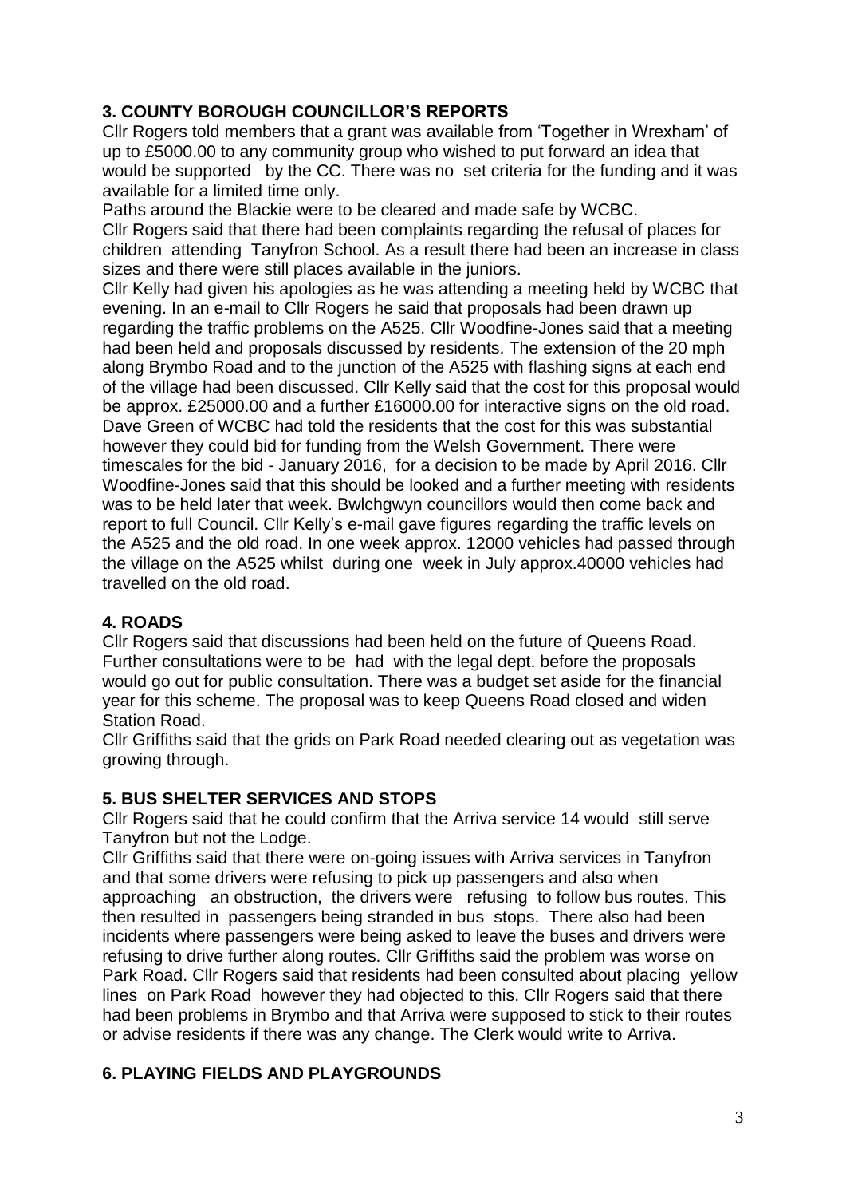## 3. COUNTY BOROUGH COUNCILLOR'S REPORTS

Cllr Rogers told members that a grant was available from 'Together in Wrexham' of up to £5000.00 to any community group who wished to put forward an idea that would be supported by the CC. There was no set criteria for the funding and it was available for a limited time only.

Paths around the Blackie were to be cleared and made safe by WCBC.

Cllr Rogers said that there had been complaints regarding the refusal of places for children attending Tanyfron School. As a result there had been an increase in class sizes and there were still places available in the juniors.

Cllr Kelly had given his apologies as he was attending a meeting held by WCBC that evening. In an e-mail to Cllr Rogers he said that proposals had been drawn up regarding the traffic problems on the A525. Cllr Woodfine-Jones said that a meeting had been held and proposals discussed by residents. The extension of the 20 mph along Brymbo Road and to the junction of the A525 with flashing signs at each end of the village had been discussed. Cllr Kelly said that the cost for this proposal would be approx. £25000.00 and a further £16000.00 for interactive signs on the old road. Dave Green of WCBC had told the residents that the cost for this was substantial however they could bid for funding from the Welsh Government. There were timescales for the bid - January 2016, for a decision to be made by April 2016. Cllr Woodfine-Jones said that this should be looked and a further meeting with residents was to be held later that week. Bwlchgwyn councillors would then come back and report to full Council. Cllr Kelly's e-mail gave figures regarding the traffic levels on the A525 and the old road. In one week approx. 12000 vehicles had passed through the village on the A525 whilst during one week in July approx.40000 vehicles had travelled on the old road.

## 4. ROADS

Cllr Rogers said that discussions had been held on the future of Queens Road. Further consultations were to be had with the legal dept. before the proposals would go out for public consultation. There was a budget set aside for the financial year for this scheme. The proposal was to keep Queens Road closed and widen Station Road.

Cllr Griffiths said that the grids on Park Road needed clearing out as vegetation was growing through.

## 5. BUS SHELTER SERVICES AND STOPS

Cllr Rogers said that he could confirm that the Arriva service 14 would still serve Tanyfron but not the Lodge.

Cllr Griffiths said that there were on-going issues with Arriva services in Tanyfron and that some drivers were refusing to pick up passengers and also when approaching an obstruction, the drivers were refusing to follow bus routes. This then resulted in passengers being stranded in bus stops. There also had been incidents where passengers were being asked to leave the buses and drivers were refusing to drive further along routes. Cllr Griffiths said the problem was worse on Park Road. Cllr Rogers said that residents had been consulted about placing yellow lines on Park Road however they had objected to this. Cllr Rogers said that there had been problems in Brymbo and that Arriva were supposed to stick to their routes or advise residents if there was any change. The Clerk would write to Arriva.

## 6. PLAYING FIELDS AND PLAYGROUNDS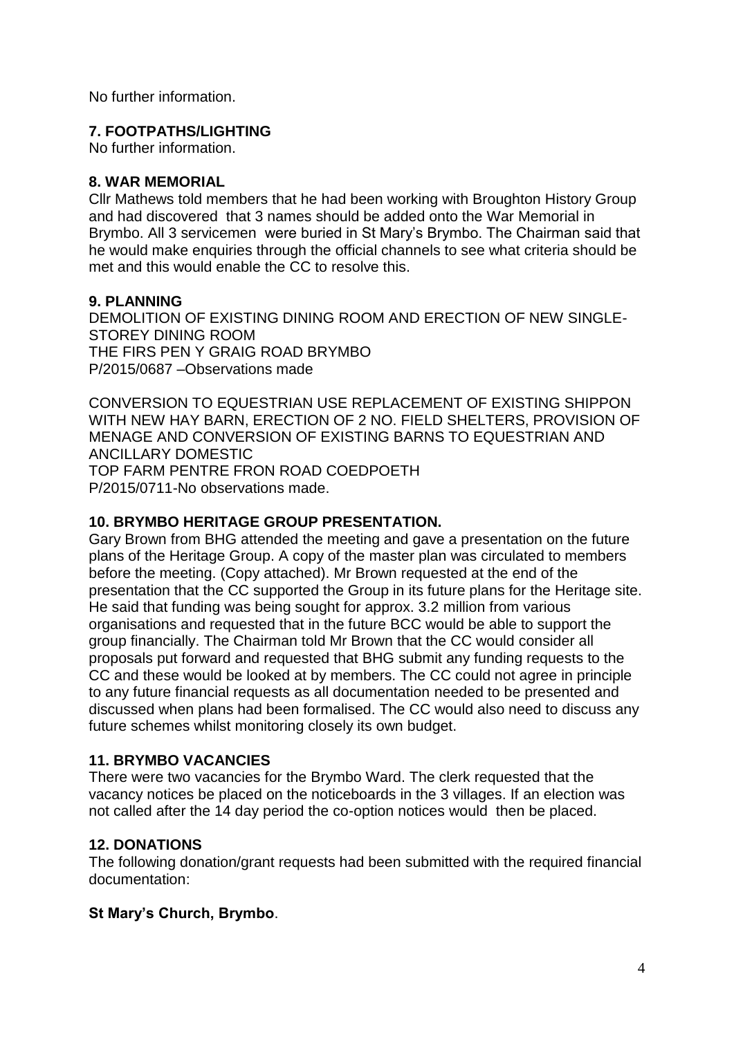No further information.

**7. FOOTPATHS/LIGHTING**

No further information.

**8. WAR MEMORIAL**

Cllr Mathews told members that he had been working with Broughton History Group and had discovered that 3 names should be added onto the War Memorial in Brymbo. All 3 servicemen were buried in St Mary's Brymbo. The Chairman said that he would make enquiries through the official channels to see what criteria should be met and this would enable the CC to resolve this.

**9. PLANNING**

DEMOLITION OF EXISTING DINING ROOM AND ERECTION OF NEW SINGLE-STOREY DINING ROOM
THE FIRS PEN Y GRAIG ROAD BRYMBO
P/2015/0687 –Observations made

CONVERSION TO EQUESTRIAN USE REPLACEMENT OF EXISTING SHIPPON WITH NEW HAY BARN, ERECTION OF 2 NO. FIELD SHELTERS, PROVISION OF MENAGE AND CONVERSION OF EXISTING BARNS TO EQUESTRIAN AND ANCILLARY DOMESTIC
TOP FARM PENTRE FRON ROAD COEDPOETH
P/2015/0711-No observations made.

**10. BRYMBO HERITAGE GROUP PRESENTATION.**

Gary Brown from BHG attended the meeting and gave a presentation on the future plans of the Heritage Group. A copy of the master plan was circulated to members before the meeting. (Copy attached). Mr Brown requested at the end of the presentation that the CC supported the Group in its future plans for the Heritage site. He said that funding was being sought for approx. 3.2 million from various organisations and requested that in the future BCC would be able to support the group financially. The Chairman told Mr Brown that the CC would consider all proposals put forward and requested that BHG submit any funding requests to the CC and these would be looked at by members. The CC could not agree in principle to any future financial requests as all documentation needed to be presented and discussed when plans had been formalised. The CC would also need to discuss any future schemes whilst monitoring closely its own budget.

**11. BRYMBO VACANCIES**

There were two vacancies for the Brymbo Ward. The clerk requested that the vacancy notices be placed on the noticeboards in the 3 villages. If an election was not called after the 14 day period the co-option notices would then be placed.

**12. DONATIONS**

The following donation/grant requests had been submitted with the required financial documentation:

**St Mary's Church, Brymbo**.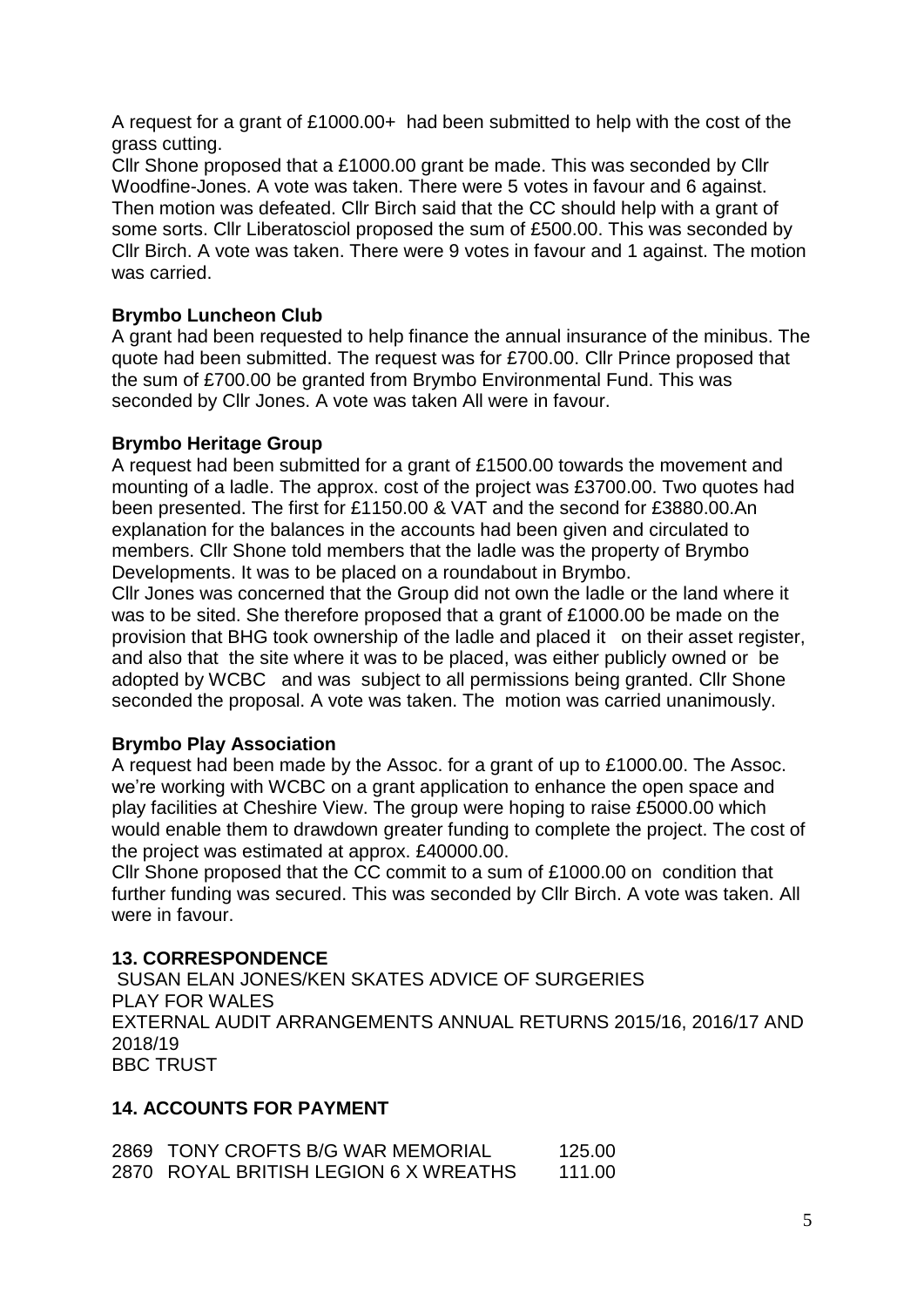A request for a grant of £1000.00+ had been submitted to help with the cost of the grass cutting.
Cllr Shone proposed that a £1000.00 grant be made. This was seconded by Cllr Woodfine-Jones. A vote was taken. There were 5 votes in favour and 6 against. Then motion was defeated. Cllr Birch said that the CC should help with a grant of some sorts. Cllr Liberatosciol proposed the sum of £500.00. This was seconded by Cllr Birch. A vote was taken. There were 9 votes in favour and 1 against. The motion was carried.

**Brymbo Luncheon Club**
A grant had been requested to help finance the annual insurance of the minibus. The quote had been submitted. The request was for £700.00. Cllr Prince proposed that the sum of £700.00 be granted from Brymbo Environmental Fund. This was seconded by Cllr Jones. A vote was taken All were in favour.

**Brymbo Heritage Group**
A request had been submitted for a grant of £1500.00 towards the movement and mounting of a ladle. The approx. cost of the project was £3700.00. Two quotes had been presented. The first for £1150.00 & VAT and the second for £3880.00.An explanation for the balances in the accounts had been given and circulated to members. Cllr Shone told members that the ladle was the property of Brymbo Developments. It was to be placed on a roundabout in Brymbo.
Cllr Jones was concerned that the Group did not own the ladle or the land where it was to be sited. She therefore proposed that a grant of £1000.00 be made on the provision that BHG took ownership of the ladle and placed it on their asset register, and also that the site where it was to be placed, was either publicly owned or be adopted by WCBC and was subject to all permissions being granted. Cllr Shone seconded the proposal. A vote was taken. The motion was carried unanimously.

**Brymbo Play Association**
A request had been made by the Assoc. for a grant of up to £1000.00. The Assoc. we're working with WCBC on a grant application to enhance the open space and play facilities at Cheshire View. The group were hoping to raise £5000.00 which would enable them to drawdown greater funding to complete the project. The cost of the project was estimated at approx. £40000.00.
Cllr Shone proposed that the CC commit to a sum of £1000.00 on condition that further funding was secured. This was seconded by Cllr Birch. A vote was taken. All were in favour.

## 13. CORRESPONDENCE

SUSAN ELAN JONES/KEN SKATES ADVICE OF SURGERIES
PLAY FOR WALES
EXTERNAL AUDIT ARRANGEMENTS ANNUAL RETURNS 2015/16, 2016/17 AND 2018/19
BBC TRUST

## 14. ACCOUNTS FOR PAYMENT

| | | |
|---|---|---|
| 2869 | TONY CROFTS B/G WAR MEMORIAL | 125.00 |
| 2870 | ROYAL BRITISH LEGION 6 X WREATHS | 111.00 |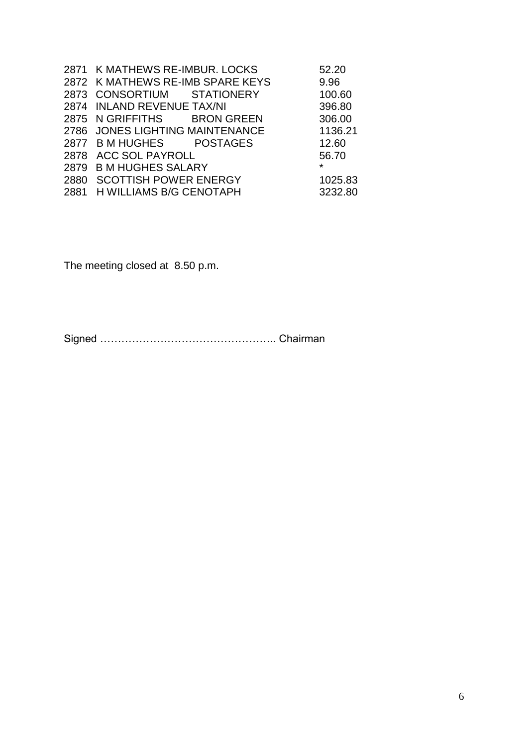| | | |
|---|---|---|
| 2871 | K MATHEWS RE-IMBUR. LOCKS | 52.20 |
| 2872 | K MATHEWS RE-IMB SPARE KEYS | 9.96 |
| 2873 | CONSORTIUM STATIONERY | 100.60 |
| 2874 | INLAND REVENUE TAX/NI | 396.80 |
| 2875 | N GRIFFITHS BRON GREEN | 306.00 |
| 2786 | JONES LIGHTING MAINTENANCE | 1136.21 |
| 2877 | B M HUGHES POSTAGES | 12.60 |
| 2878 | ACC SOL PAYROLL | 56.70 |
| 2879 | B M HUGHES SALARY | * |
| 2880 | SCOTTISH POWER ENERGY | 1025.83 |
| 2881 | H WILLIAMS B/G CENOTAPH | 3232.80 |

The meeting closed at 8.50 p.m.

Signed ………………………………………….. Chairman